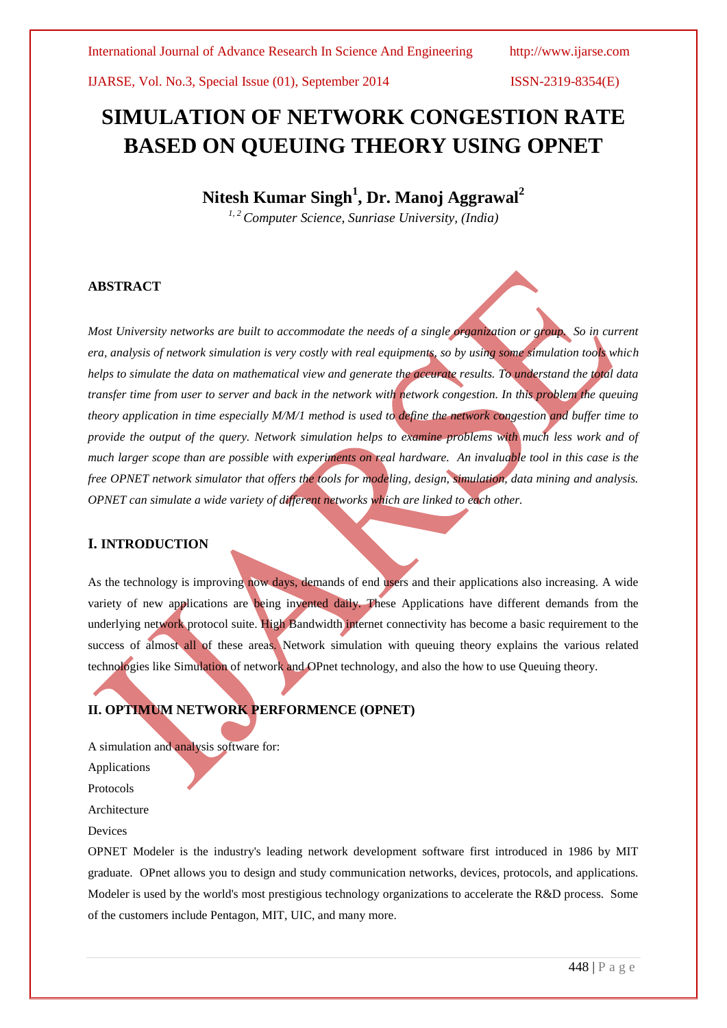# SIMULATION OF NETWORK CONGESTION RATE BASED ON QUEUING THEORY USING OPNET

**Nitesh Kumar Singh[1], Dr. Manoj Aggrawal[2]**

*[1, 2] Computer Science, Sunriase University, (India)*

## ABSTRACT

*Most University networks are built to accommodate the needs of a single organization or group. So in current era, analysis of network simulation is very costly with real equipments, so by using some simulation tools which helps to simulate the data on mathematical view and generate the accurate results. To understand the total data transfer time from user to server and back in the network with network congestion. In this problem the queuing theory application in time especially M/M/1 method is used to define the network congestion and buffer time to provide the output of the query. Network simulation helps to examine problems with much less work and of much larger scope than are possible with experiments on real hardware. An invaluable tool in this case is the free OPNET network simulator that offers the tools for modeling, design, simulation, data mining and analysis. OPNET can simulate a wide variety of different networks which are linked to each other.*

## I. INTRODUCTION

As the technology is improving now days, demands of end users and their applications also increasing. A wide variety of new applications are being invented daily. These Applications have different demands from the underlying network protocol suite. High Bandwidth internet connectivity has become a basic requirement to the success of almost all of these areas. Network simulation with queuing theory explains the various related technologies like Simulation of network and OPnet technology, and also the how to use Queuing theory.

## II. OPTIMUM NETWORK PERFORMENCE (OPNET)

A simulation and analysis software for:

Applications

Protocols

Architecture

Devices

OPNET Modeler is the industry's leading network development software first introduced in 1986 by MIT graduate. OPnet allows you to design and study communication networks, devices, protocols, and applications. Modeler is used by the world's most prestigious technology organizations to accelerate the R&D process. Some of the customers include Pentagon, MIT, UIC, and many more.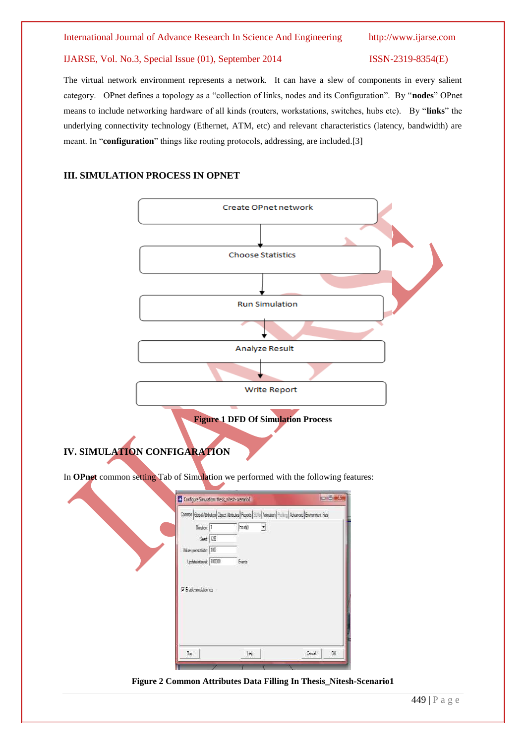The virtual network environment represents a network. It can have a slew of components in every salient category. OPnet defines a topology as a "collection of links, nodes and its Configuration". By "**nodes**" OPnet means to include networking hardware of all kinds (routers, workstations, switches, hubs etc). By "**links**" the underlying connectivity technology (Ethernet, ATM, etc) and relevant characteristics (latency, bandwidth) are meant. In "**configuration**" things like routing protocols, addressing, are included.[3]

## III. SIMULATION PROCESS IN OPNET

Create OPnet network

Choose Statistics

Run Simulation

Analyze Result

Write Report

**Figure 1 DFD Of Simulation Process**

## IV. SIMULATION CONFIGARATION

In **OPnet** common setting Tab of Simulation we performed with the following features:

**Figure 2 Common Attributes Data Filling In Thesis_Nitesh-Scenario1**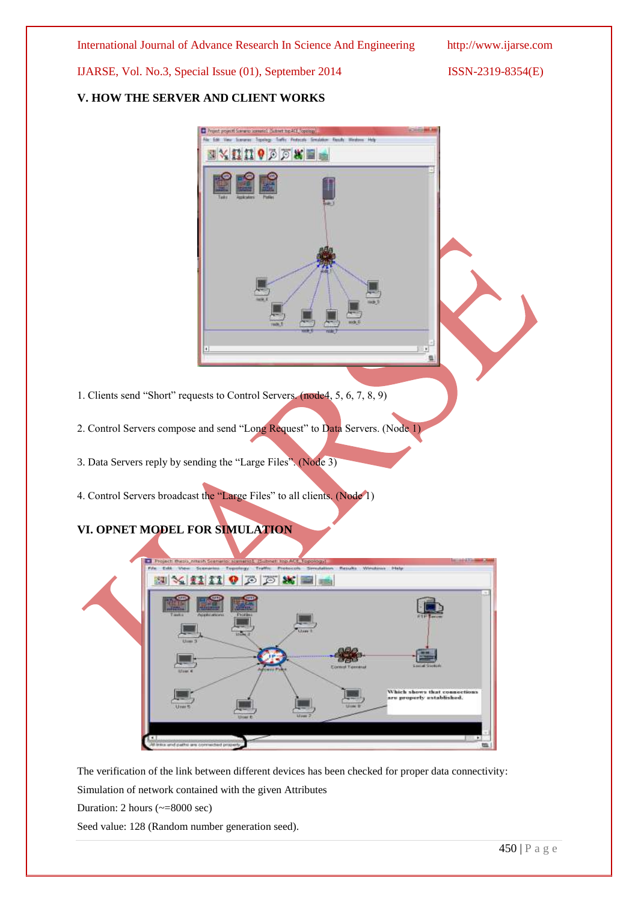## V. HOW THE SERVER AND CLIENT WORKS

1. Clients send “Short” requests to Control Servers. (node4, 5, 6, 7, 8, 9)

2. Control Servers compose and send “Long Request” to Data Servers. (Node 1)

3. Data Servers reply by sending the “Large Files”. (Node 3)

4. Control Servers broadcast the “Large Files” to all clients. (Node 1)

## VI. OPNET MODEL FOR SIMULATION

The verification of the link between different devices has been checked for proper data connectivity:

Simulation of network contained with the given Attributes

Duration: 2 hours (~=8000 sec)

Seed value: 128 (Random number generation seed).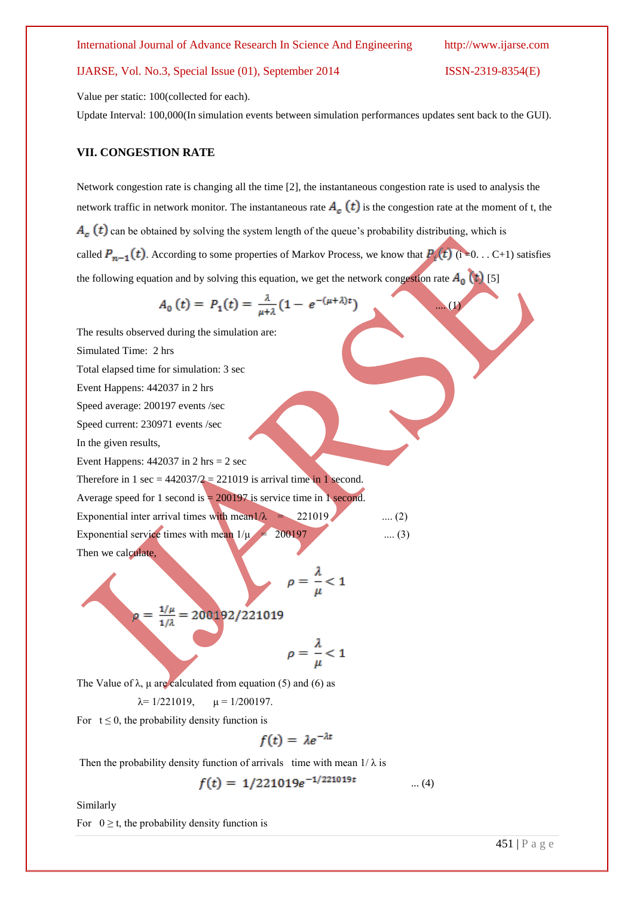Value per static: 100(collected for each).

Update Interval: 100,000(In simulation events between simulation performances updates sent back to the GUI).

## VII. CONGESTION RATE

Network congestion rate is changing all the time [2], the instantaneous congestion rate is used to analysis the network traffic in network monitor. The instantaneous rate $A_c\ (t)$ is the congestion rate at the moment of t, the $A_c\ (t)$ can be obtained by solving the system length of the queue's probability distributing, which is called $P_{n-1}(t)$. According to some properties of Markov Process, we know that $P_i(t)$ (i =0. . . C+1) satisfies the following equation and by solving this equation, we get the network congestion rate $A_0\ (t)$ [5]

$$A_0\ (t) = \ P_1(t) = \frac{\lambda}{\mu+\lambda}(1 - \ e^{-(\mu+\lambda)t}) \qquad \text{.... (1)}$$

The results observed during the simulation are:

Simulated Time: 2 hrs

Total elapsed time for simulation: 3 sec

Event Happens: 442037 in 2 hrs

Speed average: 200197 events /sec

Speed current: 230971 events /sec

In the given results,

Event Happens: 442037 in 2 hrs = 2 sec

Therefore in 1 sec = 442037/2 = 221019 is arrival time in 1 second.

Average speed for 1 second is = 200197 is service time in 1 second.

Exponential inter arrival times with mean $1/\lambda$ = 221019 .... (2)

Exponential service times with mean $1/\mu$ = 200197 .... (3)

Then we calculate,

$$\rho = \frac{\lambda}{\mu} < 1$$

$$\rho = \frac{1/\mu}{1/\lambda} = 200192/221019$$

$$\rho = \frac{\lambda}{\mu} < 1$$

The Value of λ, μ are calculated from equation (5) and (6) as

λ= 1/221019, μ = 1/200197.

For $t \leq 0$, the probability density function is

$$f(t) = \ \lambda e^{-\lambda t}$$

Then the probability density function of arrivals time with mean 1/ λ is

$$f(t) = \ 1/221019e^{-1/221019t} \qquad \text{... (4)}$$

Similarly

For $0 \geq t$, the probability density function is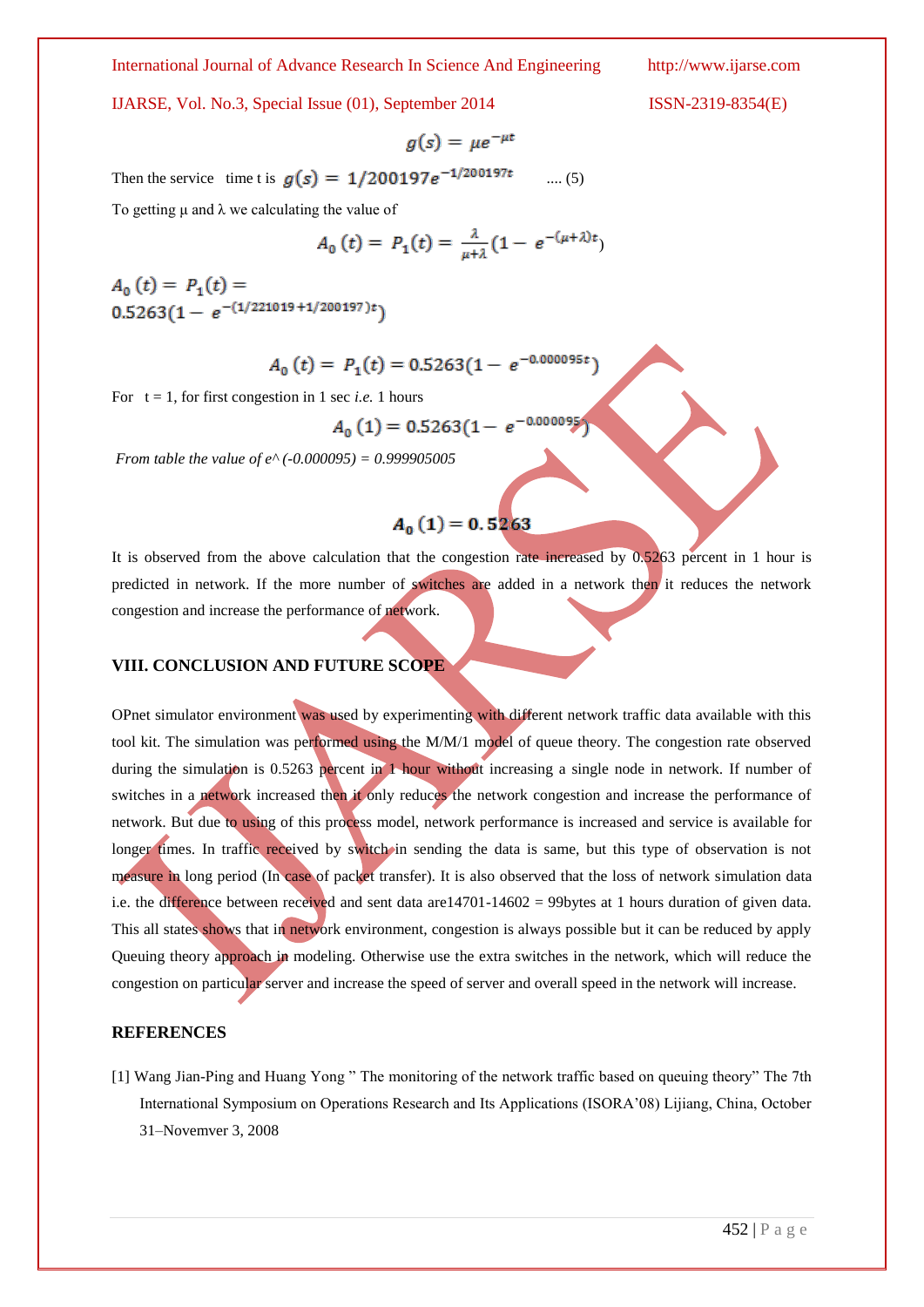$$g(s) = \mu e^{-\mu t}$$

Then the service time t is $g(s) = 1/200197 e^{-1/200197t}$ .... (5)

To getting μ and λ we calculating the value of

$$A_0(t) = P_1(t) = \frac{\lambda}{\mu+\lambda}(1 - e^{-(\mu+\lambda)t})$$

$A_0(t) = P_1(t) =$
$0.5263(1 - e^{-(1/221019 + 1/200197)t})$

$$A_0(t) = P_1(t) = 0.5263(1 - e^{-0.000095t})$$

For t = 1, for first congestion in 1 sec *i.e.* 1 hours

$$A_0(1) = 0.5263(1 - e^{-0.000095})$$

*From table the value of e^ (-0.000095) = 0.999905005*

$$A_0(1) = 0.5263$$

It is observed from the above calculation that the congestion rate increased by 0.5263 percent in 1 hour is predicted in network. If the more number of switches are added in a network then it reduces the network congestion and increase the performance of network.

## VIII. CONCLUSION AND FUTURE SCOPE

OPnet simulator environment was used by experimenting with different network traffic data available with this tool kit. The simulation was performed using the M/M/1 model of queue theory. The congestion rate observed during the simulation is 0.5263 percent in 1 hour without increasing a single node in network. If number of switches in a network increased then it only reduces the network congestion and increase the performance of network. But due to using of this process model, network performance is increased and service is available for longer times. In traffic received by switch in sending the data is same, but this type of observation is not measure in long period (In case of packet transfer). It is also observed that the loss of network simulation data i.e. the difference between received and sent data are14701-14602 = 99bytes at 1 hours duration of given data. This all states shows that in network environment, congestion is always possible but it can be reduced by apply Queuing theory approach in modeling. Otherwise use the extra switches in the network, which will reduce the congestion on particular server and increase the speed of server and overall speed in the network will increase.

## REFERENCES

[1] Wang Jian-Ping and Huang Yong " The monitoring of the network traffic based on queuing theory" The 7th International Symposium on Operations Research and Its Applications (ISORA'08) Lijiang, China, October 31–Novemver 3, 2008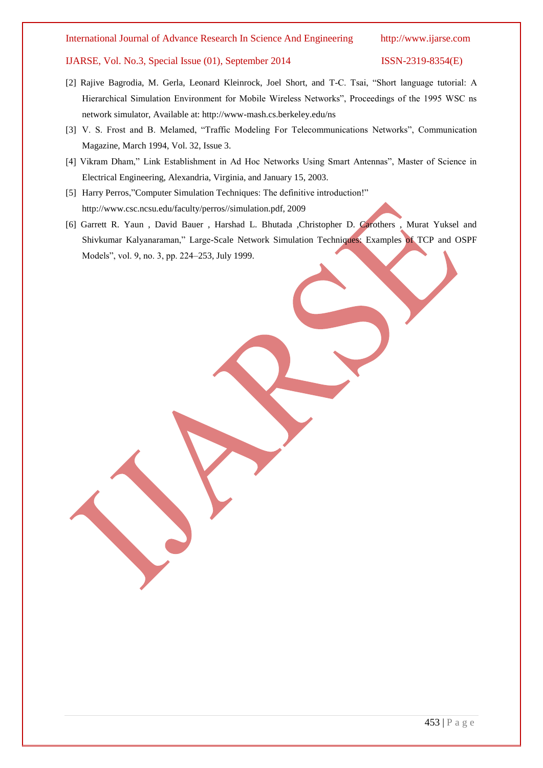[2] Rajive Bagrodia, M. Gerla, Leonard Kleinrock, Joel Short, and T-C. Tsai, "Short language tutorial: A Hierarchical Simulation Environment for Mobile Wireless Networks", Proceedings of the 1995 WSC ns network simulator, Available at: http://www-mash.cs.berkeley.edu/ns

[3] V. S. Frost and B. Melamed, "Traffic Modeling For Telecommunications Networks", Communication Magazine, March 1994, Vol. 32, Issue 3.

[4] Vikram Dham," Link Establishment in Ad Hoc Networks Using Smart Antennas", Master of Science in Electrical Engineering, Alexandria, Virginia, and January 15, 2003.

[5] Harry Perros,"Computer Simulation Techniques: The definitive introduction!" http://www.csc.ncsu.edu/faculty/perros//simulation.pdf, 2009

[6] Garrett R. Yaun , David Bauer , Harshad L. Bhutada ,Christopher D. Carothers , Murat Yuksel and Shivkumar Kalyanaraman," Large-Scale Network Simulation Techniques: Examples of TCP and OSPF Models", vol. 9, no. 3, pp. 224–253, July 1999.